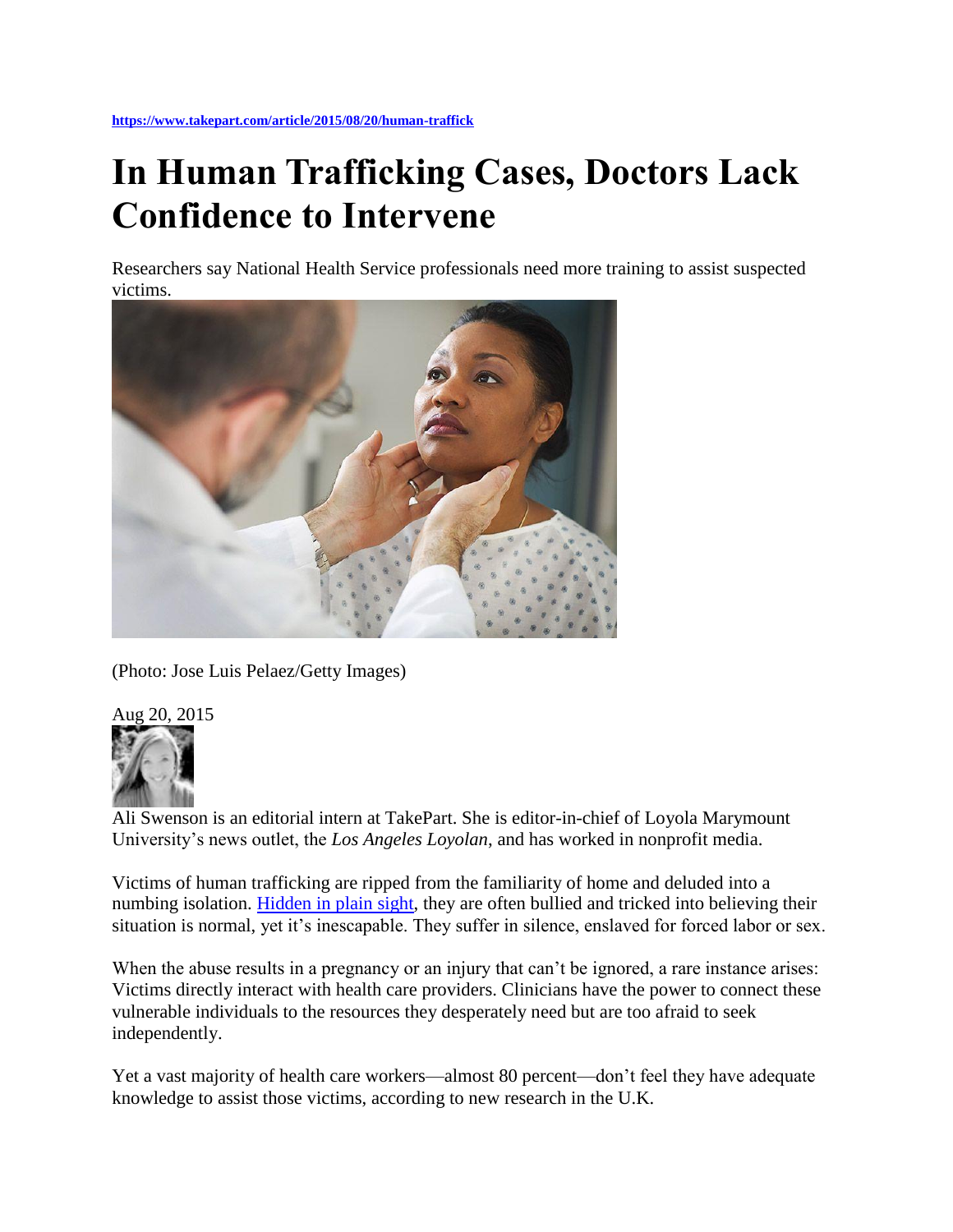https://www.takepart.com/article/2015/08/20/human-traffick

# In Human Trafficking Cases, Doctors Lack Confidence to Intervene

Researchers say National Health Service professionals need more training to assist suspected victims.

(Photo: Jose Luis Pelaez/Getty Images)

Aug 20, 2015

Ali Swenson is an editorial intern at TakePart. She is editor-in-chief of Loyola Marymount University's news outlet, the *Los Angeles Loyolan*, and has worked in nonprofit media.

Victims of human trafficking are ripped from the familiarity of home and deluded into a numbing isolation. Hidden in plain sight, they are often bullied and tricked into believing their situation is normal, yet it's inescapable. They suffer in silence, enslaved for forced labor or sex.

When the abuse results in a pregnancy or an injury that can't be ignored, a rare instance arises: Victims directly interact with health care providers. Clinicians have the power to connect these vulnerable individuals to the resources they desperately need but are too afraid to seek independently.

Yet a vast majority of health care workers—almost 80 percent—don't feel they have adequate knowledge to assist those victims, according to new research in the U.K.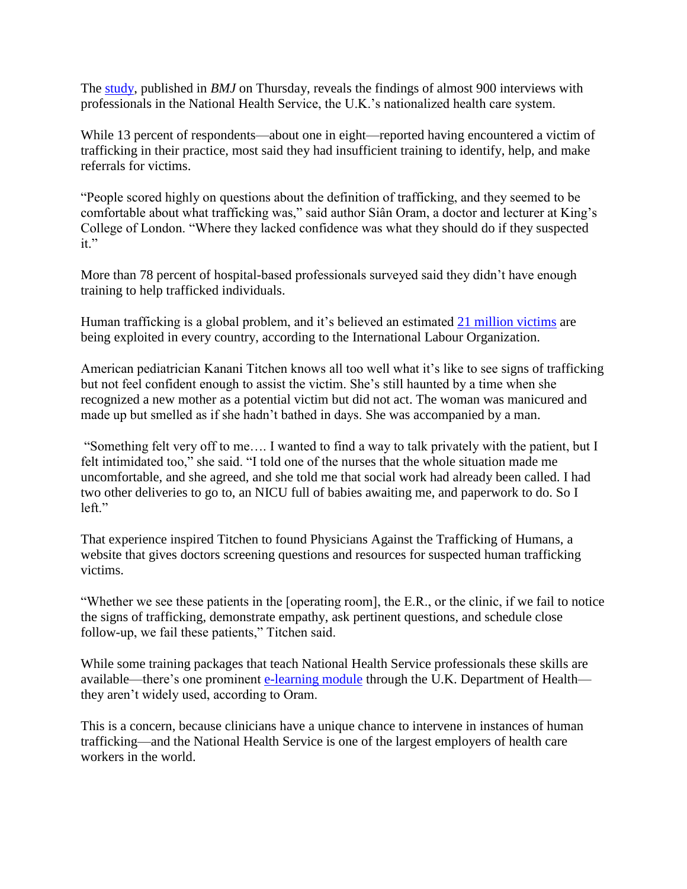The [study](), published in *BMJ* on Thursday, reveals the findings of almost 900 interviews with professionals in the National Health Service, the U.K.'s nationalized health care system.

While 13 percent of respondents—about one in eight—reported having encountered a victim of trafficking in their practice, most said they had insufficient training to identify, help, and make referrals for victims.

"People scored highly on questions about the definition of trafficking, and they seemed to be comfortable about what trafficking was," said author Siân Oram, a doctor and lecturer at King's College of London. "Where they lacked confidence was what they should do if they suspected it."

More than 78 percent of hospital-based professionals surveyed said they didn't have enough training to help trafficked individuals.

Human trafficking is a global problem, and it's believed an estimated [21 million victims]() are being exploited in every country, according to the International Labour Organization.

American pediatrician Kanani Titchen knows all too well what it's like to see signs of trafficking but not feel confident enough to assist the victim. She's still haunted by a time when she recognized a new mother as a potential victim but did not act. The woman was manicured and made up but smelled as if she hadn't bathed in days. She was accompanied by a man.

"Something felt very off to me…. I wanted to find a way to talk privately with the patient, but I felt intimidated too," she said. "I told one of the nurses that the whole situation made me uncomfortable, and she agreed, and she told me that social work had already been called. I had two other deliveries to go to, an NICU full of babies awaiting me, and paperwork to do. So I left."

That experience inspired Titchen to found Physicians Against the Trafficking of Humans, a website that gives doctors screening questions and resources for suspected human trafficking victims.

"Whether we see these patients in the [operating room], the E.R., or the clinic, if we fail to notice the signs of trafficking, demonstrate empathy, ask pertinent questions, and schedule close follow-up, we fail these patients," Titchen said.

While some training packages that teach National Health Service professionals these skills are available—there's one prominent [e-learning module]() through the U.K. Department of Health—they aren't widely used, according to Oram.

This is a concern, because clinicians have a unique chance to intervene in instances of human trafficking—and the National Health Service is one of the largest employers of health care workers in the world.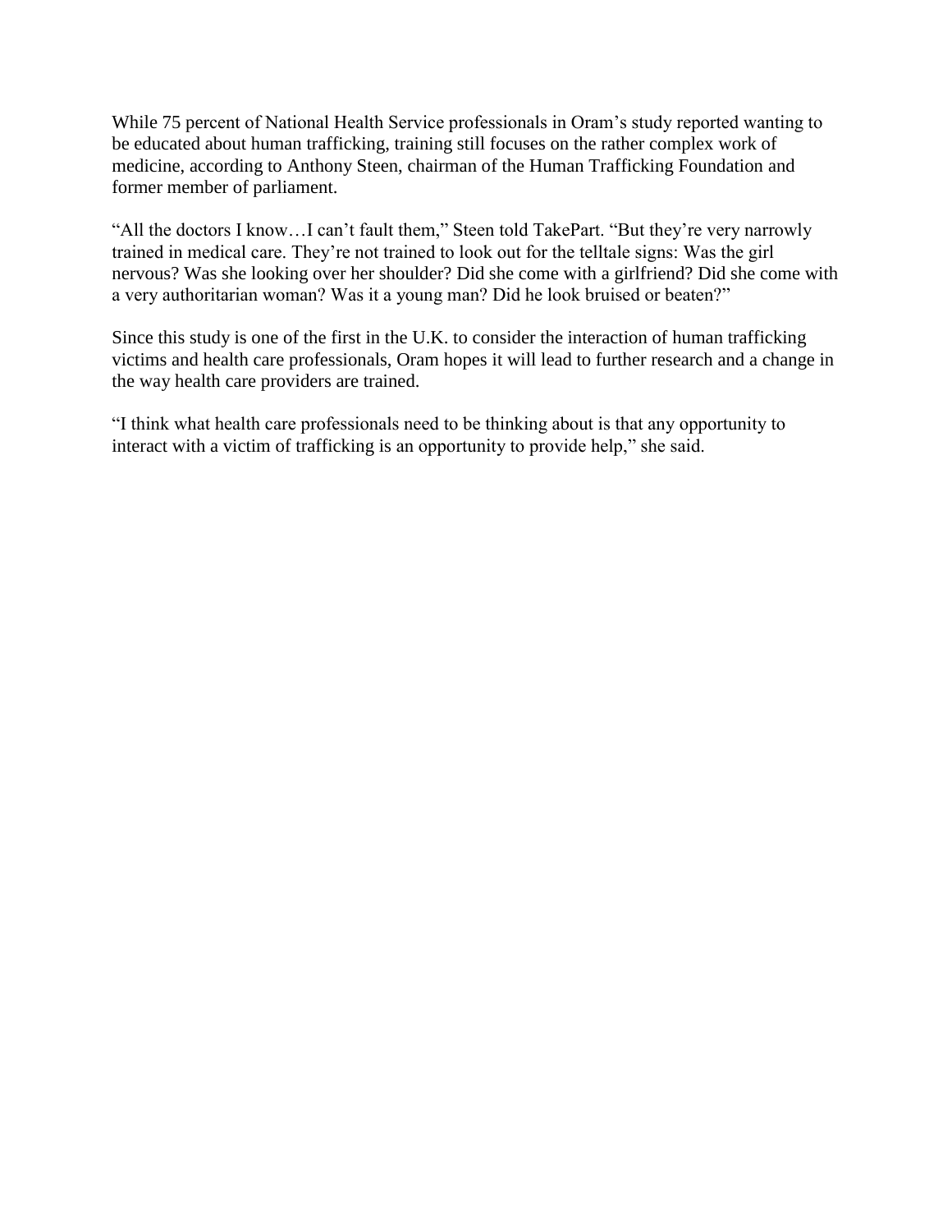While 75 percent of National Health Service professionals in Oram's study reported wanting to be educated about human trafficking, training still focuses on the rather complex work of medicine, according to Anthony Steen, chairman of the Human Trafficking Foundation and former member of parliament.

"All the doctors I know…I can't fault them," Steen told TakePart. "But they're very narrowly trained in medical care. They're not trained to look out for the telltale signs: Was the girl nervous? Was she looking over her shoulder? Did she come with a girlfriend? Did she come with a very authoritarian woman? Was it a young man? Did he look bruised or beaten?"

Since this study is one of the first in the U.K. to consider the interaction of human trafficking victims and health care professionals, Oram hopes it will lead to further research and a change in the way health care providers are trained.

"I think what health care professionals need to be thinking about is that any opportunity to interact with a victim of trafficking is an opportunity to provide help," she said.